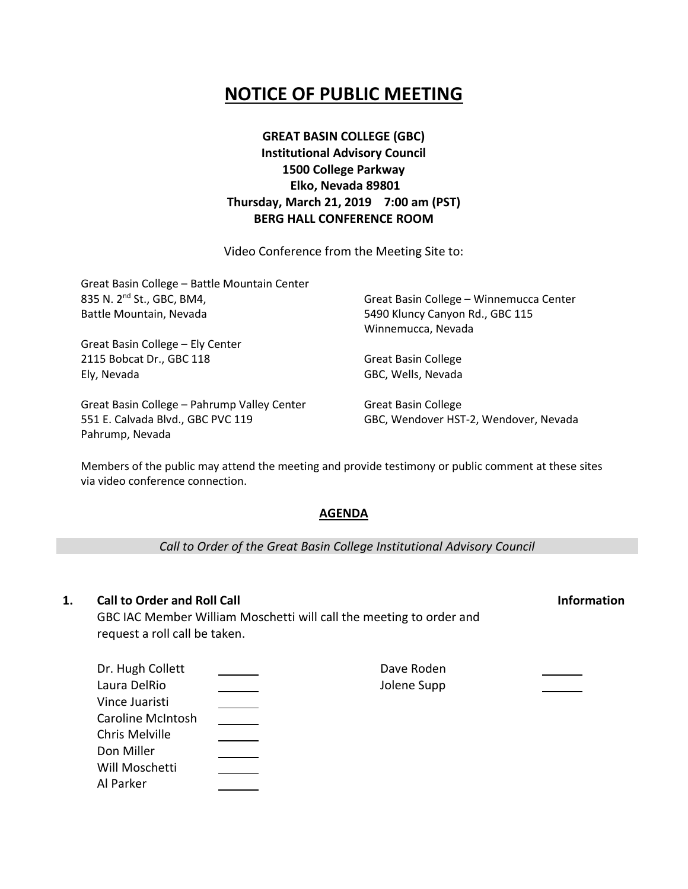# NOTICE OF PUBLIC MEETING

**GREAT BASIN COLLEGE (GBC)**
**Institutional Advisory Council**
**1500 College Parkway**
**Elko, Nevada 89801**
**Thursday, March 21, 2019 7:00 am (PST)**
**BERG HALL CONFERENCE ROOM**

Video Conference from the Meeting Site to:

Great Basin College – Battle Mountain Center
835 N. 2nd St., GBC, BM4,
Battle Mountain, Nevada

Great Basin College – Ely Center
2115 Bobcat Dr., GBC 118
Ely, Nevada

Great Basin College – Pahrump Valley Center
551 E. Calvada Blvd., GBC PVC 119
Pahrump, Nevada

Great Basin College – Winnemucca Center
5490 Kluncy Canyon Rd., GBC 115
Winnemucca, Nevada

Great Basin College
GBC, Wells, Nevada

Great Basin College
GBC, Wendover HST-2, Wendover, Nevada

Members of the public may attend the meeting and provide testimony or public comment at these sites via video conference connection.

## AGENDA

*Call to Order of the Great Basin College Institutional Advisory Council*

**1. Call to Order and Roll Call** **Information**

GBC IAC Member William Moschetti will call the meeting to order and request a roll call be taken.

| | | | |
|---|---|---|---|
| Dr. Hugh Collett | ______ | Dave Roden | ______ |
| Laura DelRio | ______ | Jolene Supp | ______ |
| Vince Juaristi | ______ | | |
| Caroline McIntosh | ______ | | |
| Chris Melville | ______ | | |
| Don Miller | ______ | | |
| Will Moschetti | ______ | | |
| Al Parker | ______ | | |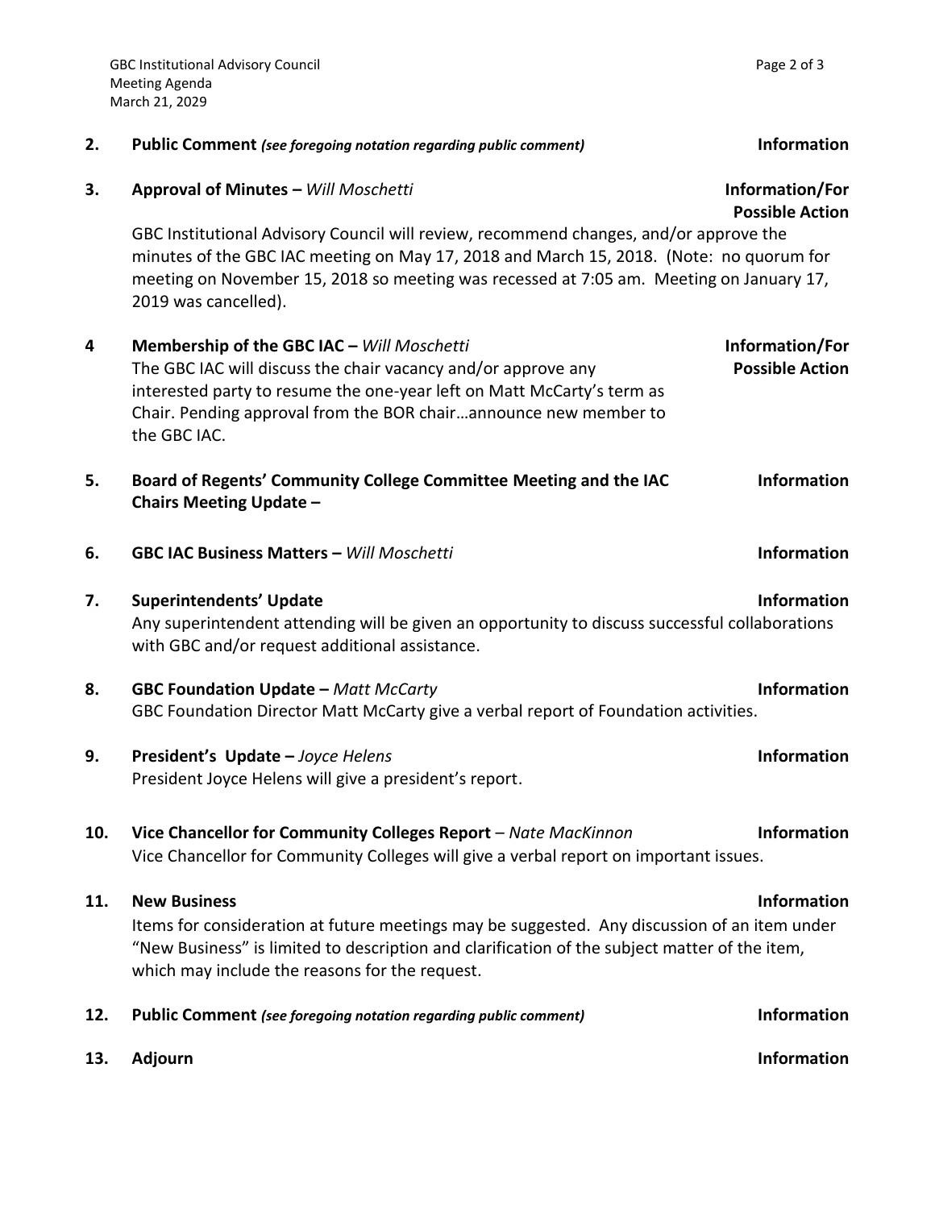**2. Public Comment** *(see foregoing notation regarding public comment)* — **Information**

**3. Approval of Minutes –** *Will Moschetti* — **Information/For Possible Action**

GBC Institutional Advisory Council will review, recommend changes, and/or approve the minutes of the GBC IAC meeting on May 17, 2018 and March 15, 2018. (Note: no quorum for meeting on November 15, 2018 so meeting was recessed at 7:05 am. Meeting on January 17, 2019 was cancelled).

**4 Membership of the GBC IAC –** *Will Moschetti* — **Information/For Possible Action**

The GBC IAC will discuss the chair vacancy and/or approve any interested party to resume the one-year left on Matt McCarty's term as Chair. Pending approval from the BOR chair…announce new member to the GBC IAC.

**5. Board of Regents' Community College Committee Meeting and the IAC Chairs Meeting Update –** — **Information**

**6. GBC IAC Business Matters –** *Will Moschetti* — **Information**

**7. Superintendents' Update** — **Information**

Any superintendent attending will be given an opportunity to discuss successful collaborations with GBC and/or request additional assistance.

**8. GBC Foundation Update –** *Matt McCarty* — **Information**

GBC Foundation Director Matt McCarty give a verbal report of Foundation activities.

**9. President's Update –** *Joyce Helens* — **Information**

President Joyce Helens will give a president's report.

**10. Vice Chancellor for Community Colleges Report** – *Nate MacKinnon* — **Information**

Vice Chancellor for Community Colleges will give a verbal report on important issues.

**11. New Business** — **Information**

Items for consideration at future meetings may be suggested. Any discussion of an item under "New Business" is limited to description and clarification of the subject matter of the item, which may include the reasons for the request.

**12. Public Comment** *(see foregoing notation regarding public comment)* — **Information**

**13. Adjourn** — **Information**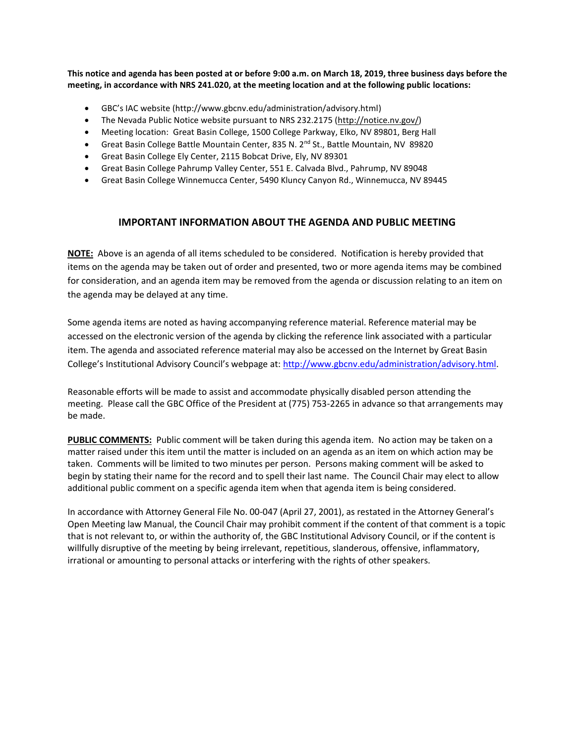**This notice and agenda has been posted at or before 9:00 a.m. on March 18, 2019, three business days before the meeting, in accordance with NRS 241.020, at the meeting location and at the following public locations:**

- GBC's IAC website (http://www.gbcnv.edu/administration/advisory.html)
- The Nevada Public Notice website pursuant to NRS 232.2175 (http://notice.nv.gov/)
- Meeting location: Great Basin College, 1500 College Parkway, Elko, NV 89801, Berg Hall
- Great Basin College Battle Mountain Center, 835 N. 2nd St., Battle Mountain, NV 89820
- Great Basin College Ely Center, 2115 Bobcat Drive, Ely, NV 89301
- Great Basin College Pahrump Valley Center, 551 E. Calvada Blvd., Pahrump, NV 89048
- Great Basin College Winnemucca Center, 5490 Kluncy Canyon Rd., Winnemucca, NV 89445

## IMPORTANT INFORMATION ABOUT THE AGENDA AND PUBLIC MEETING

**NOTE:** Above is an agenda of all items scheduled to be considered. Notification is hereby provided that items on the agenda may be taken out of order and presented, two or more agenda items may be combined for consideration, and an agenda item may be removed from the agenda or discussion relating to an item on the agenda may be delayed at any time.

Some agenda items are noted as having accompanying reference material. Reference material may be accessed on the electronic version of the agenda by clicking the reference link associated with a particular item. The agenda and associated reference material may also be accessed on the Internet by Great Basin College's Institutional Advisory Council's webpage at: http://www.gbcnv.edu/administration/advisory.html.

Reasonable efforts will be made to assist and accommodate physically disabled person attending the meeting. Please call the GBC Office of the President at (775) 753-2265 in advance so that arrangements may be made.

**PUBLIC COMMENTS:** Public comment will be taken during this agenda item. No action may be taken on a matter raised under this item until the matter is included on an agenda as an item on which action may be taken. Comments will be limited to two minutes per person. Persons making comment will be asked to begin by stating their name for the record and to spell their last name. The Council Chair may elect to allow additional public comment on a specific agenda item when that agenda item is being considered.

In accordance with Attorney General File No. 00-047 (April 27, 2001), as restated in the Attorney General's Open Meeting law Manual, the Council Chair may prohibit comment if the content of that comment is a topic that is not relevant to, or within the authority of, the GBC Institutional Advisory Council, or if the content is willfully disruptive of the meeting by being irrelevant, repetitious, slanderous, offensive, inflammatory, irrational or amounting to personal attacks or interfering with the rights of other speakers.